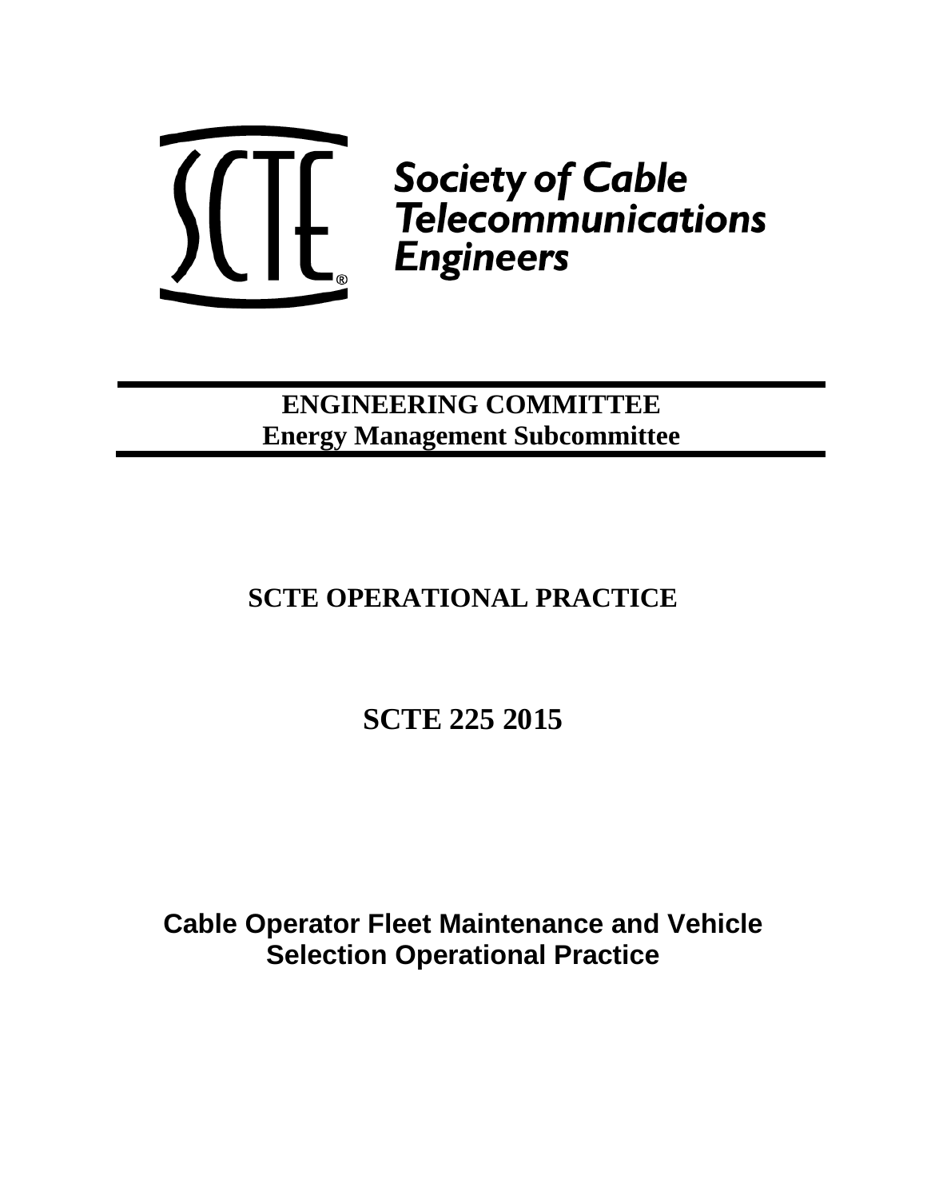Society of Cable Telecommunications Engineers

**ENGINEERING COMMITTEE**
**Energy Management Subcommittee**

# SCTE OPERATIONAL PRACTICE

# SCTE 225 2015

# Cable Operator Fleet Maintenance and Vehicle Selection Operational Practice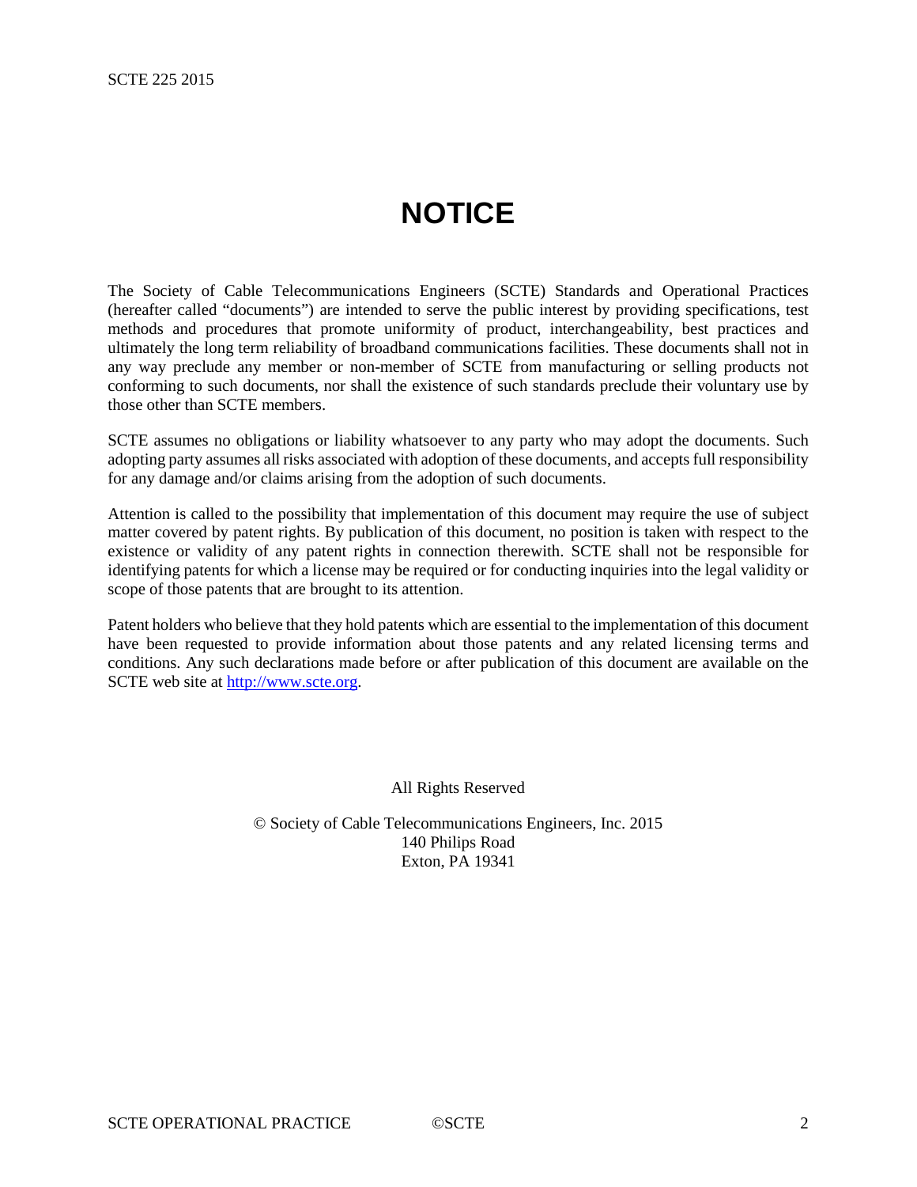# NOTICE

The Society of Cable Telecommunications Engineers (SCTE) Standards and Operational Practices (hereafter called "documents") are intended to serve the public interest by providing specifications, test methods and procedures that promote uniformity of product, interchangeability, best practices and ultimately the long term reliability of broadband communications facilities. These documents shall not in any way preclude any member or non-member of SCTE from manufacturing or selling products not conforming to such documents, nor shall the existence of such standards preclude their voluntary use by those other than SCTE members.

SCTE assumes no obligations or liability whatsoever to any party who may adopt the documents. Such adopting party assumes all risks associated with adoption of these documents, and accepts full responsibility for any damage and/or claims arising from the adoption of such documents.

Attention is called to the possibility that implementation of this document may require the use of subject matter covered by patent rights. By publication of this document, no position is taken with respect to the existence or validity of any patent rights in connection therewith. SCTE shall not be responsible for identifying patents for which a license may be required or for conducting inquiries into the legal validity or scope of those patents that are brought to its attention.

Patent holders who believe that they hold patents which are essential to the implementation of this document have been requested to provide information about those patents and any related licensing terms and conditions. Any such declarations made before or after publication of this document are available on the SCTE web site at http://www.scte.org.

All Rights Reserved

© Society of Cable Telecommunications Engineers, Inc. 2015
140 Philips Road
Exton, PA 19341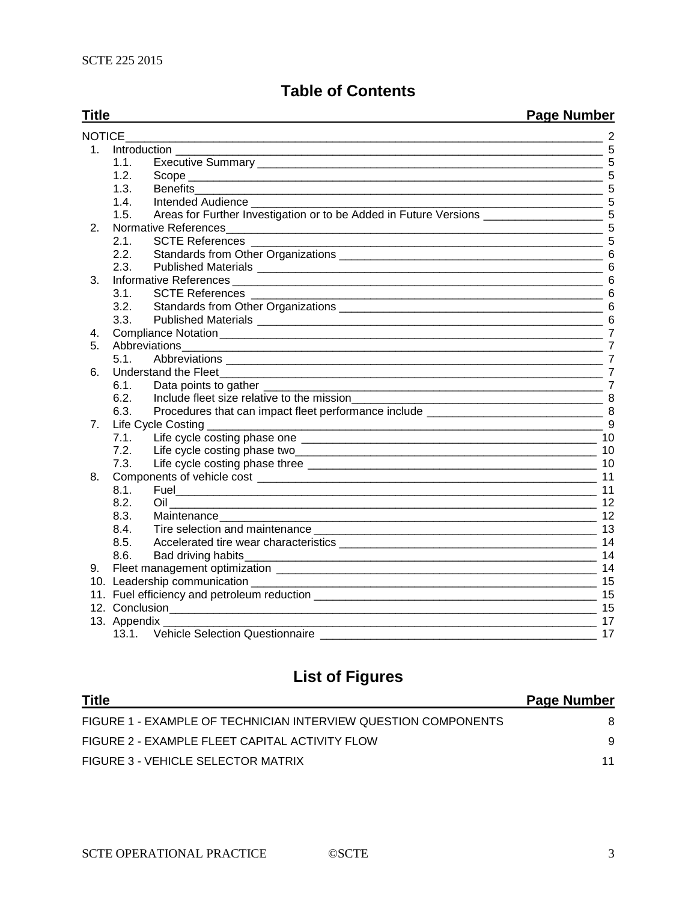# Table of Contents

| Title | Page Number |
|---|---|
| NOTICE | 2 |
| 1. Introduction | 5 |
| 1.1. Executive Summary | 5 |
| 1.2. Scope | 5 |
| 1.3. Benefits | 5 |
| 1.4. Intended Audience | 5 |
| 1.5. Areas for Further Investigation or to be Added in Future Versions | 5 |
| 2. Normative References | 5 |
| 2.1. SCTE References | 5 |
| 2.2. Standards from Other Organizations | 6 |
| 2.3. Published Materials | 6 |
| 3. Informative References | 6 |
| 3.1. SCTE References | 6 |
| 3.2. Standards from Other Organizations | 6 |
| 3.3. Published Materials | 6 |
| 4. Compliance Notation | 7 |
| 5. Abbreviations | 7 |
| 5.1. Abbreviations | 7 |
| 6. Understand the Fleet | 7 |
| 6.1. Data points to gather | 7 |
| 6.2. Include fleet size relative to the mission | 8 |
| 6.3. Procedures that can impact fleet performance include | 8 |
| 7. Life Cycle Costing | 9 |
| 7.1. Life cycle costing phase one | 10 |
| 7.2. Life cycle costing phase two | 10 |
| 7.3. Life cycle costing phase three | 10 |
| 8. Components of vehicle cost | 11 |
| 8.1. Fuel | 11 |
| 8.2. Oil | 12 |
| 8.3. Maintenance | 12 |
| 8.4. Tire selection and maintenance | 13 |
| 8.5. Accelerated tire wear characteristics | 14 |
| 8.6. Bad driving habits | 14 |
| 9. Fleet management optimization | 14 |
| 10. Leadership communication | 15 |
| 11. Fuel efficiency and petroleum reduction | 15 |
| 12. Conclusion | 15 |
| 13. Appendix | 17 |
| 13.1. Vehicle Selection Questionnaire | 17 |

# List of Figures

| Title | Page Number |
|---|---|
| FIGURE 1 - EXAMPLE OF TECHNICIAN INTERVIEW QUESTION COMPONENTS | 8 |
| FIGURE 2 - EXAMPLE FLEET CAPITAL ACTIVITY FLOW | 9 |
| FIGURE 3 - VEHICLE SELECTOR MATRIX | 11 |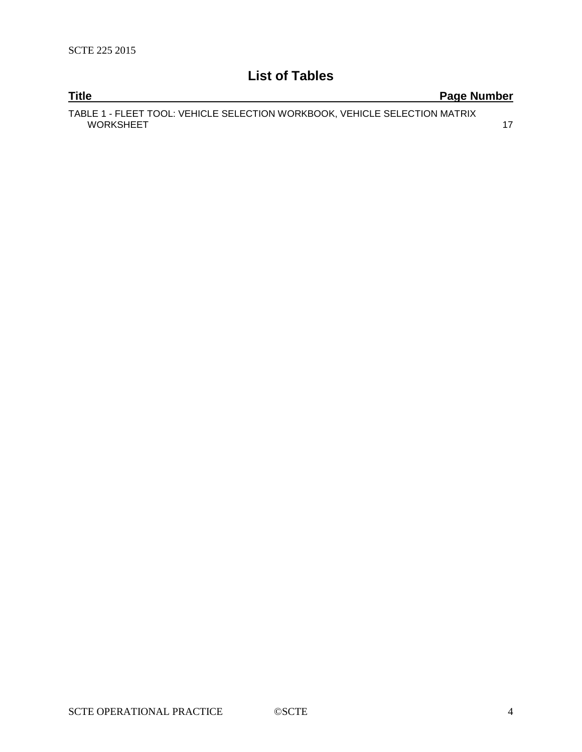## List of Tables

| Title | Page Number |
| --- | --- |
| TABLE 1 - FLEET TOOL: VEHICLE SELECTION WORKBOOK, VEHICLE SELECTION MATRIX WORKSHEET | 17 |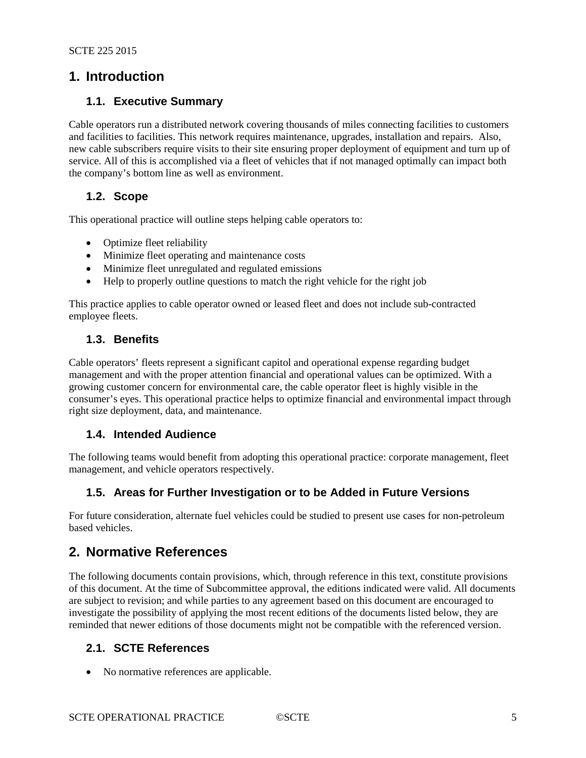# 1. Introduction

## 1.1. Executive Summary

Cable operators run a distributed network covering thousands of miles connecting facilities to customers and facilities to facilities. This network requires maintenance, upgrades, installation and repairs. Also, new cable subscribers require visits to their site ensuring proper deployment of equipment and turn up of service. All of this is accomplished via a fleet of vehicles that if not managed optimally can impact both the company's bottom line as well as environment.

## 1.2. Scope

This operational practice will outline steps helping cable operators to:

- Optimize fleet reliability
- Minimize fleet operating and maintenance costs
- Minimize fleet unregulated and regulated emissions
- Help to properly outline questions to match the right vehicle for the right job

This practice applies to cable operator owned or leased fleet and does not include sub-contracted employee fleets.

## 1.3. Benefits

Cable operators' fleets represent a significant capitol and operational expense regarding budget management and with the proper attention financial and operational values can be optimized. With a growing customer concern for environmental care, the cable operator fleet is highly visible in the consumer's eyes. This operational practice helps to optimize financial and environmental impact through right size deployment, data, and maintenance.

## 1.4. Intended Audience

The following teams would benefit from adopting this operational practice: corporate management, fleet management, and vehicle operators respectively.

## 1.5. Areas for Further Investigation or to be Added in Future Versions

For future consideration, alternate fuel vehicles could be studied to present use cases for non-petroleum based vehicles.

# 2. Normative References

The following documents contain provisions, which, through reference in this text, constitute provisions of this document. At the time of Subcommittee approval, the editions indicated were valid. All documents are subject to revision; and while parties to any agreement based on this document are encouraged to investigate the possibility of applying the most recent editions of the documents listed below, they are reminded that newer editions of those documents might not be compatible with the referenced version.

## 2.1. SCTE References

- No normative references are applicable.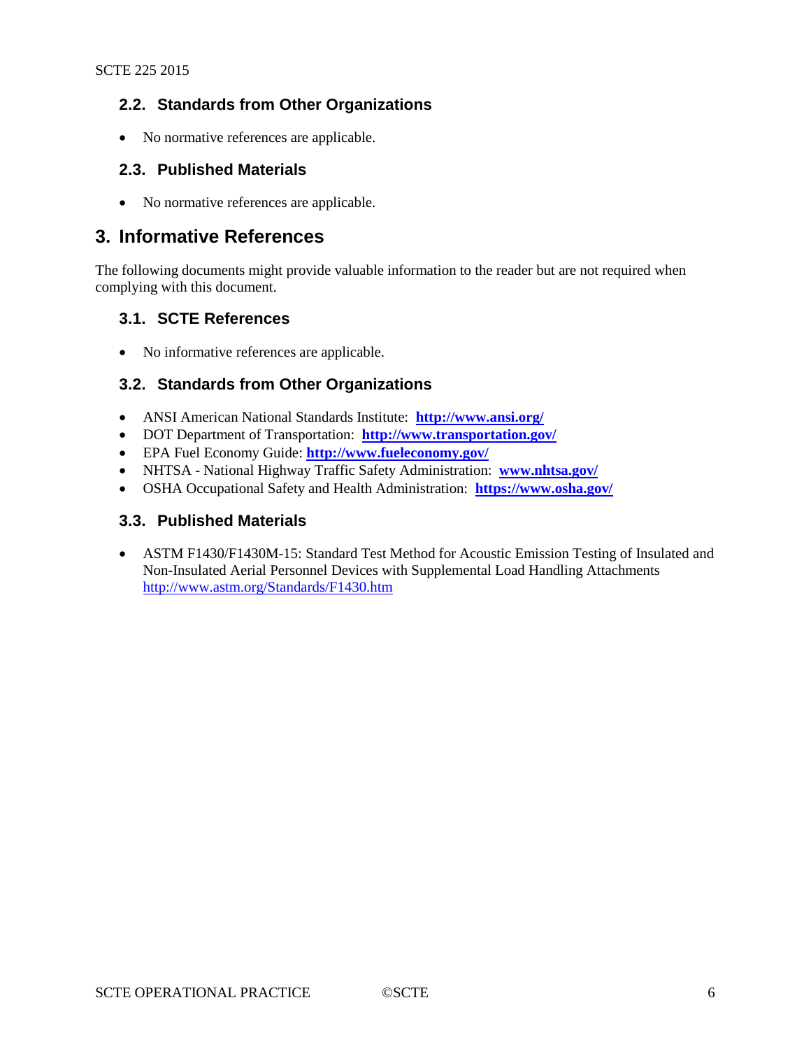### 2.2. Standards from Other Organizations

- No normative references are applicable.

### 2.3. Published Materials

- No normative references are applicable.

## 3. Informative References

The following documents might provide valuable information to the reader but are not required when complying with this document.

### 3.1. SCTE References

- No informative references are applicable.

### 3.2. Standards from Other Organizations

- ANSI American National Standards Institute: **http://www.ansi.org/**
- DOT Department of Transportation: **http://www.transportation.gov/**
- EPA Fuel Economy Guide: **http://www.fueleconomy.gov/**
- NHTSA - National Highway Traffic Safety Administration: **www.nhtsa.gov/**
- OSHA Occupational Safety and Health Administration: **https://www.osha.gov/**

### 3.3. Published Materials

- ASTM F1430/F1430M-15: Standard Test Method for Acoustic Emission Testing of Insulated and Non-Insulated Aerial Personnel Devices with Supplemental Load Handling Attachments http://www.astm.org/Standards/F1430.htm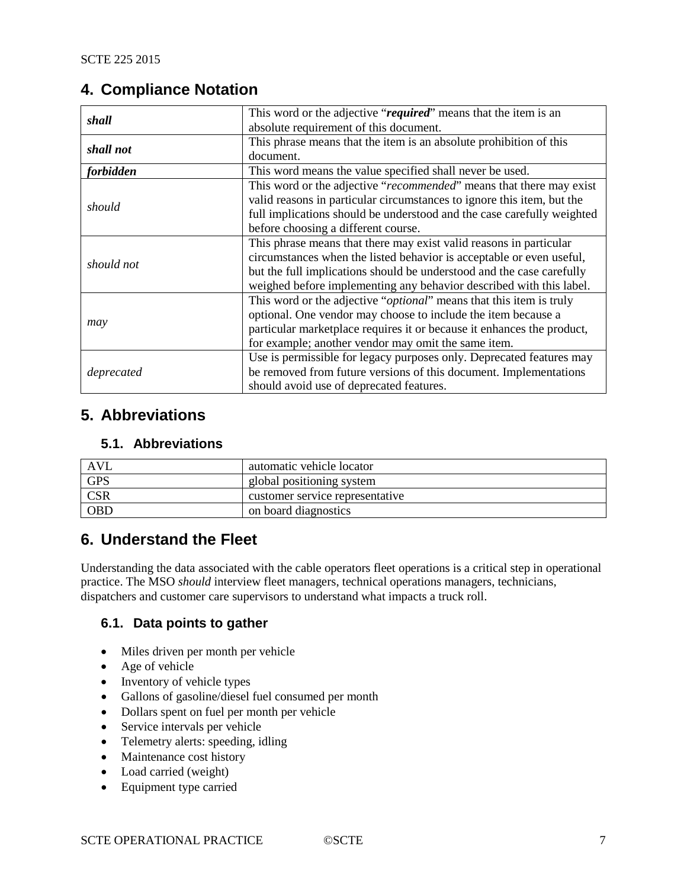# 4. Compliance Notation

| | |
|---|---|
| ***shall*** | This word or the adjective "***required***" means that the item is an absolute requirement of this document. |
| ***shall not*** | This phrase means that the item is an absolute prohibition of this document. |
| ***forbidden*** | This word means the value specified shall never be used. |
| *should* | This word or the adjective "*recommended*" means that there may exist valid reasons in particular circumstances to ignore this item, but the full implications should be understood and the case carefully weighted before choosing a different course. |
| *should not* | This phrase means that there may exist valid reasons in particular circumstances when the listed behavior is acceptable or even useful, but the full implications should be understood and the case carefully weighed before implementing any behavior described with this label. |
| *may* | This word or the adjective "*optional*" means that this item is truly optional. One vendor may choose to include the item because a particular marketplace requires it or because it enhances the product, for example; another vendor may omit the same item. |
| *deprecated* | Use is permissible for legacy purposes only. Deprecated features may be removed from future versions of this document. Implementations should avoid use of deprecated features. |

# 5. Abbreviations

## 5.1. Abbreviations

| | |
|---|---|
| AVL | automatic vehicle locator |
| GPS | global positioning system |
| CSR | customer service representative |
| OBD | on board diagnostics |

# 6. Understand the Fleet

Understanding the data associated with the cable operators fleet operations is a critical step in operational practice. The MSO *should* interview fleet managers, technical operations managers, technicians, dispatchers and customer care supervisors to understand what impacts a truck roll.

## 6.1. Data points to gather

- Miles driven per month per vehicle
- Age of vehicle
- Inventory of vehicle types
- Gallons of gasoline/diesel fuel consumed per month
- Dollars spent on fuel per month per vehicle
- Service intervals per vehicle
- Telemetry alerts: speeding, idling
- Maintenance cost history
- Load carried (weight)
- Equipment type carried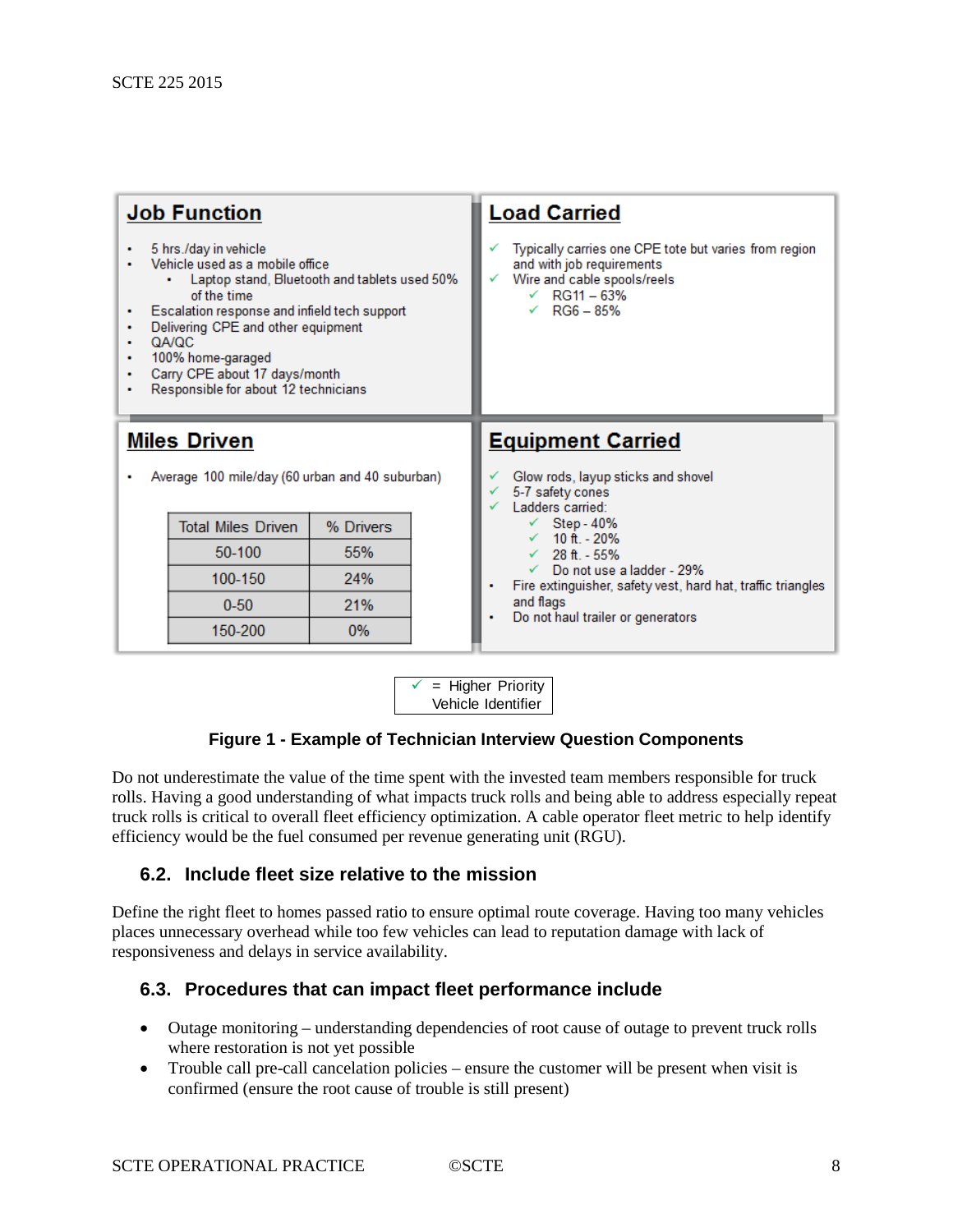**Job Function**

- 5 hrs./day in vehicle
- Vehicle used as a mobile office
  - Laptop stand, Bluetooth and tablets used 50% of the time
- Escalation response and infield tech support
- Delivering CPE and other equipment
- QA/QC
- 100% home-garaged
- Carry CPE about 17 days/month
- Responsible for about 12 technicians

**Load Carried**

- ✓ Typically carries one CPE tote but varies from region and with job requirements
- ✓ Wire and cable spools/reels
  - ✓ RG11 – 63%
  - ✓ RG6 – 85%

**Miles Driven**

- Average 100 mile/day (60 urban and 40 suburban)

| Total Miles Driven | % Drivers |
|---|---|
| 50-100 | 55% |
| 100-150 | 24% |
| 0-50 | 21% |
| 150-200 | 0% |

**Equipment Carried**

- ✓ Glow rods, layup sticks and shovel
- ✓ 5-7 safety cones
- ✓ Ladders carried:
  - ✓ Step - 40%
  - ✓ 10 ft. - 20%
  - ✓ 28 ft. - 55%
  - ✓ Do not use a ladder - 29%
- Fire extinguisher, safety vest, hard hat, traffic triangles and flags
- Do not haul trailer or generators

✓ = Higher Priority Vehicle Identifier

**Figure 1 - Example of Technician Interview Question Components**

Do not underestimate the value of the time spent with the invested team members responsible for truck rolls. Having a good understanding of what impacts truck rolls and being able to address especially repeat truck rolls is critical to overall fleet efficiency optimization. A cable operator fleet metric to help identify efficiency would be the fuel consumed per revenue generating unit (RGU).

## 6.2. Include fleet size relative to the mission

Define the right fleet to homes passed ratio to ensure optimal route coverage. Having too many vehicles places unnecessary overhead while too few vehicles can lead to reputation damage with lack of responsiveness and delays in service availability.

## 6.3. Procedures that can impact fleet performance include

- Outage monitoring – understanding dependencies of root cause of outage to prevent truck rolls where restoration is not yet possible
- Trouble call pre-call cancelation policies – ensure the customer will be present when visit is confirmed (ensure the root cause of trouble is still present)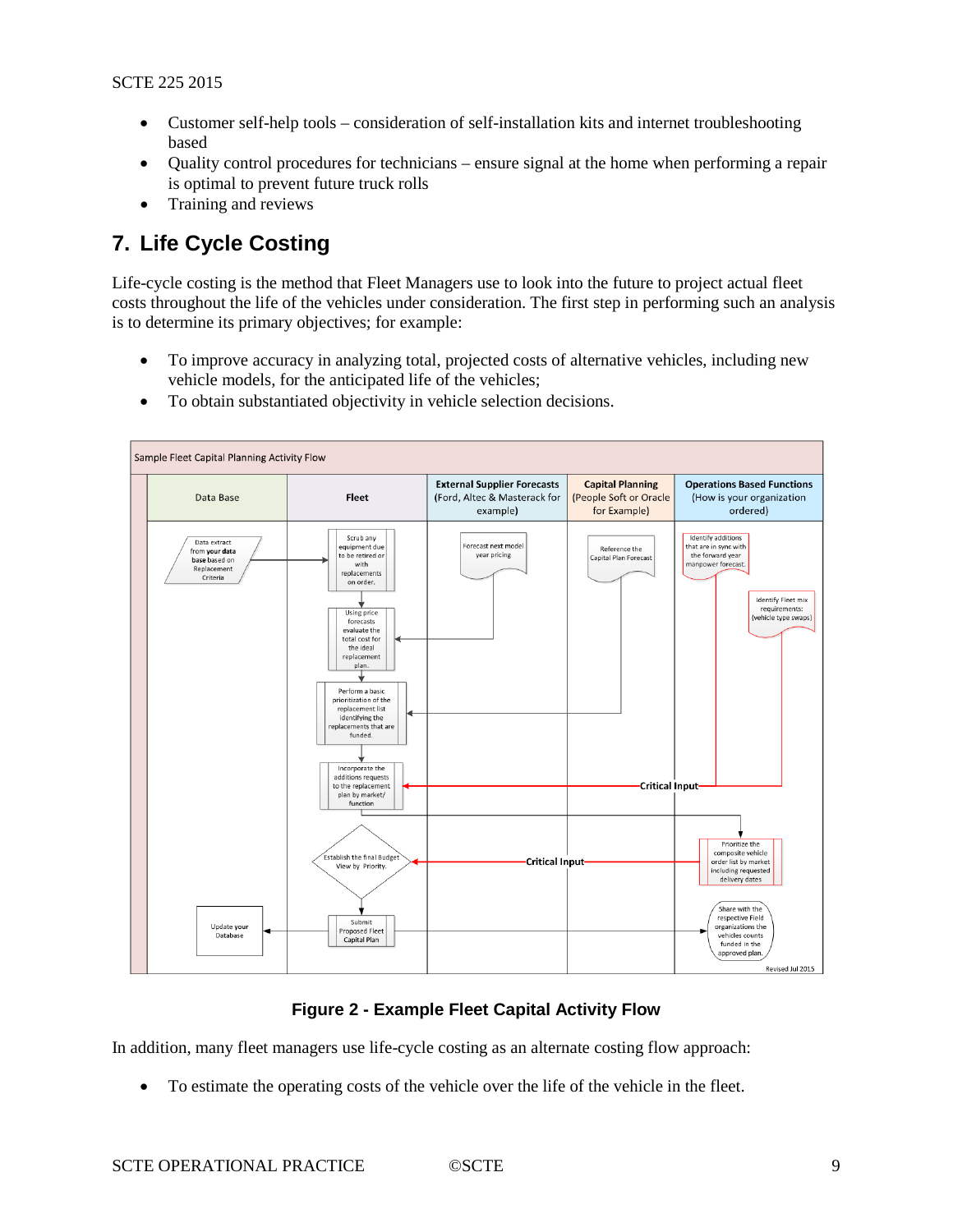- Customer self-help tools – consideration of self-installation kits and internet troubleshooting based
- Quality control procedures for technicians – ensure signal at the home when performing a repair is optimal to prevent future truck rolls
- Training and reviews

## 7. Life Cycle Costing

Life-cycle costing is the method that Fleet Managers use to look into the future to project actual fleet costs throughout the life of the vehicles under consideration. The first step in performing such an analysis is to determine its primary objectives; for example:

- To improve accuracy in analyzing total, projected costs of alternative vehicles, including new vehicle models, for the anticipated life of the vehicles;
- To obtain substantiated objectivity in vehicle selection decisions.

Sample Fleet Capital Planning Activity Flow

| Data Base | Fleet | External Supplier Forecasts (Ford, Altec & Masterack for example) | Capital Planning (People Soft or Oracle for Example) | Operations Based Functions (How is your organization ordered) |
|---|---|---|---|---|
| Data extract from your data base based on Replacement Criteria | Scrub any equipment due to be retired or with replacements on order. | Forecast next model year pricing | Reference the Capital Plan Forecast | Identify additions that are in sync with the forward year manpower forecast. |
| | Using price forecasts evaluate the total cost for the ideal replacement plan. | | | Identify Fleet mix requirements: (vehicle type swaps) |
| | Perform a basic prioritization of the replacement list identifying the replacements that are funded. | | | |
| | Incorporate the additions requests to the replacement plan by market/ function | | | Critical Input |
| | Establish the final Budget View by Priority. | | Critical Input | Prioritize the composite vehicle order list by market including requested delivery dates |
| Update your Database | Submit Proposed Fleet Capital Plan | | | Share with the respective Field organizations the vehicles counts funded in the approved plan. |

Revised Jul 2015

**Figure 2 - Example Fleet Capital Activity Flow**

In addition, many fleet managers use life-cycle costing as an alternate costing flow approach:

- To estimate the operating costs of the vehicle over the life of the vehicle in the fleet.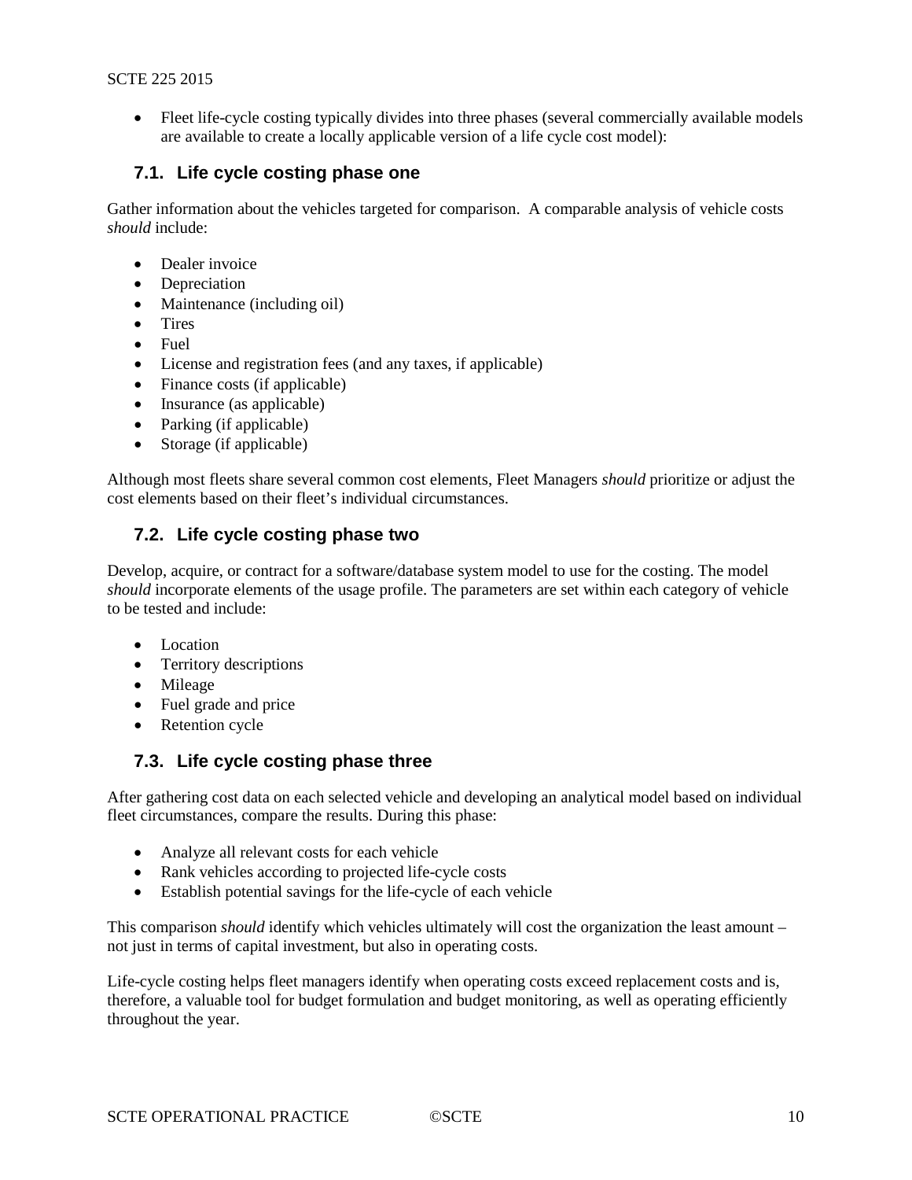- Fleet life-cycle costing typically divides into three phases (several commercially available models are available to create a locally applicable version of a life cycle cost model):

## 7.1. Life cycle costing phase one

Gather information about the vehicles targeted for comparison. A comparable analysis of vehicle costs *should* include:

- Dealer invoice
- Depreciation
- Maintenance (including oil)
- Tires
- Fuel
- License and registration fees (and any taxes, if applicable)
- Finance costs (if applicable)
- Insurance (as applicable)
- Parking (if applicable)
- Storage (if applicable)

Although most fleets share several common cost elements, Fleet Managers *should* prioritize or adjust the cost elements based on their fleet's individual circumstances.

## 7.2. Life cycle costing phase two

Develop, acquire, or contract for a software/database system model to use for the costing. The model *should* incorporate elements of the usage profile. The parameters are set within each category of vehicle to be tested and include:

- Location
- Territory descriptions
- Mileage
- Fuel grade and price
- Retention cycle

## 7.3. Life cycle costing phase three

After gathering cost data on each selected vehicle and developing an analytical model based on individual fleet circumstances, compare the results. During this phase:

- Analyze all relevant costs for each vehicle
- Rank vehicles according to projected life-cycle costs
- Establish potential savings for the life-cycle of each vehicle

This comparison *should* identify which vehicles ultimately will cost the organization the least amount – not just in terms of capital investment, but also in operating costs.

Life-cycle costing helps fleet managers identify when operating costs exceed replacement costs and is, therefore, a valuable tool for budget formulation and budget monitoring, as well as operating efficiently throughout the year.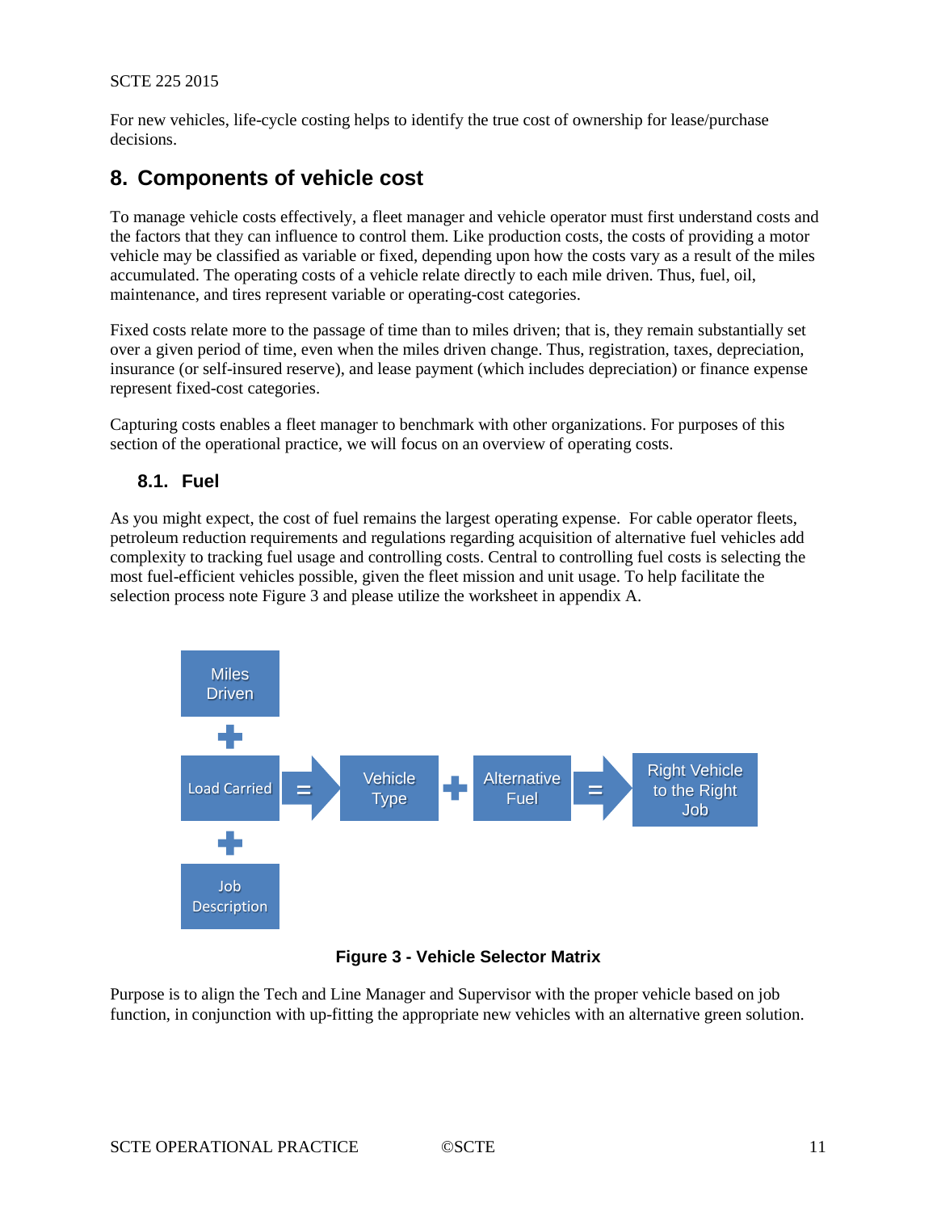For new vehicles, life-cycle costing helps to identify the true cost of ownership for lease/purchase decisions.

# 8. Components of vehicle cost

To manage vehicle costs effectively, a fleet manager and vehicle operator must first understand costs and the factors that they can influence to control them. Like production costs, the costs of providing a motor vehicle may be classified as variable or fixed, depending upon how the costs vary as a result of the miles accumulated. The operating costs of a vehicle relate directly to each mile driven. Thus, fuel, oil, maintenance, and tires represent variable or operating-cost categories.

Fixed costs relate more to the passage of time than to miles driven; that is, they remain substantially set over a given period of time, even when the miles driven change. Thus, registration, taxes, depreciation, insurance (or self-insured reserve), and lease payment (which includes depreciation) or finance expense represent fixed-cost categories.

Capturing costs enables a fleet manager to benchmark with other organizations. For purposes of this section of the operational practice, we will focus on an overview of operating costs.

## 8.1. Fuel

As you might expect, the cost of fuel remains the largest operating expense. For cable operator fleets, petroleum reduction requirements and regulations regarding acquisition of alternative fuel vehicles add complexity to tracking fuel usage and controlling costs. Central to controlling fuel costs is selecting the most fuel-efficient vehicles possible, given the fleet mission and unit usage. To help facilitate the selection process note Figure 3 and please utilize the worksheet in appendix A.

Miles Driven + Load Carried + Job Description = Vehicle Type + Alternative Fuel = Right Vehicle to the Right Job

**Figure 3 - Vehicle Selector Matrix**

Purpose is to align the Tech and Line Manager and Supervisor with the proper vehicle based on job function, in conjunction with up-fitting the appropriate new vehicles with an alternative green solution.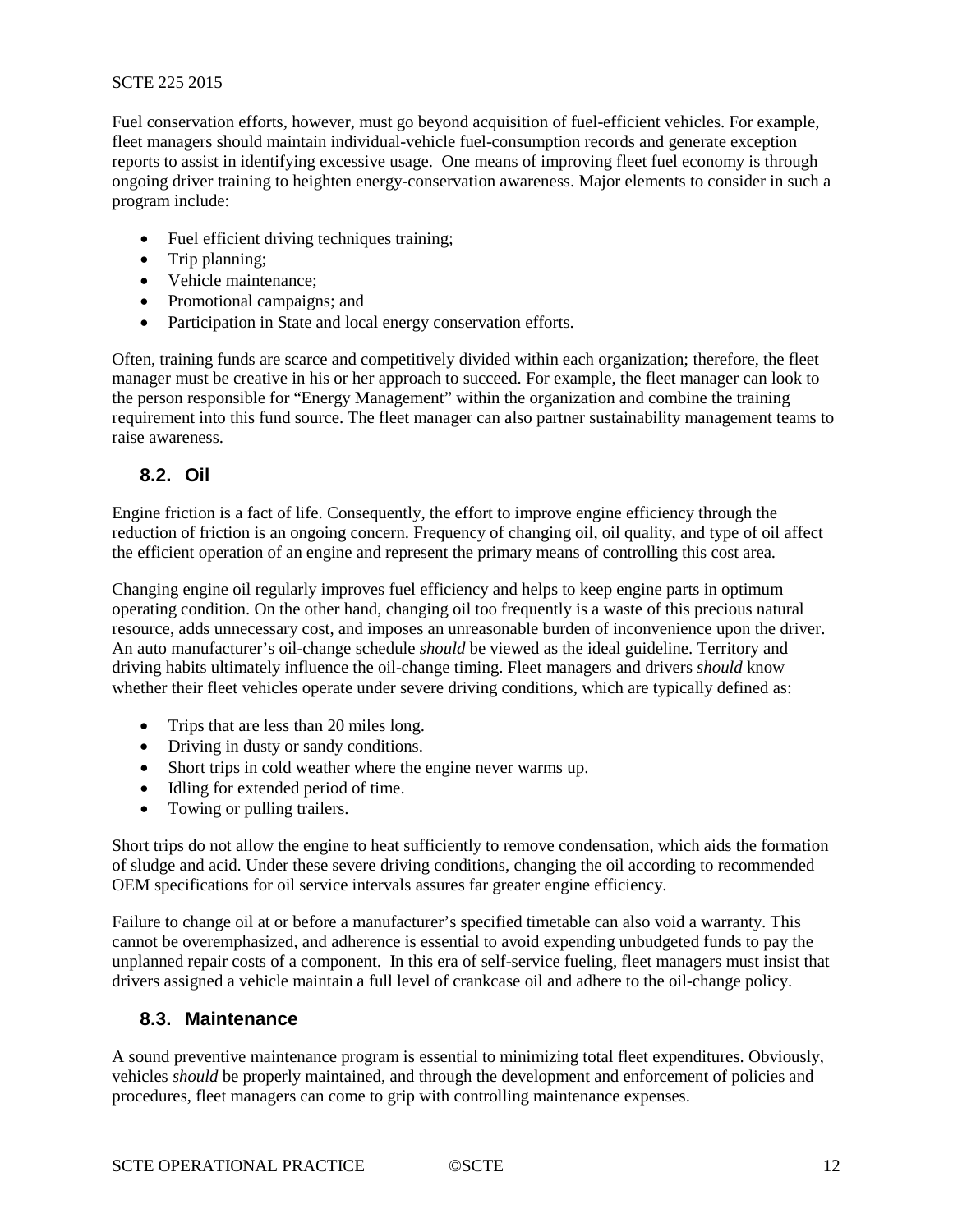Fuel conservation efforts, however, must go beyond acquisition of fuel-efficient vehicles. For example, fleet managers should maintain individual-vehicle fuel-consumption records and generate exception reports to assist in identifying excessive usage. One means of improving fleet fuel economy is through ongoing driver training to heighten energy-conservation awareness. Major elements to consider in such a program include:

- Fuel efficient driving techniques training;
- Trip planning;
- Vehicle maintenance;
- Promotional campaigns; and
- Participation in State and local energy conservation efforts.

Often, training funds are scarce and competitively divided within each organization; therefore, the fleet manager must be creative in his or her approach to succeed. For example, the fleet manager can look to the person responsible for "Energy Management" within the organization and combine the training requirement into this fund source. The fleet manager can also partner sustainability management teams to raise awareness.

## 8.2. Oil

Engine friction is a fact of life. Consequently, the effort to improve engine efficiency through the reduction of friction is an ongoing concern. Frequency of changing oil, oil quality, and type of oil affect the efficient operation of an engine and represent the primary means of controlling this cost area.

Changing engine oil regularly improves fuel efficiency and helps to keep engine parts in optimum operating condition. On the other hand, changing oil too frequently is a waste of this precious natural resource, adds unnecessary cost, and imposes an unreasonable burden of inconvenience upon the driver. An auto manufacturer's oil-change schedule *should* be viewed as the ideal guideline. Territory and driving habits ultimately influence the oil-change timing. Fleet managers and drivers *should* know whether their fleet vehicles operate under severe driving conditions, which are typically defined as:

- Trips that are less than 20 miles long.
- Driving in dusty or sandy conditions.
- Short trips in cold weather where the engine never warms up.
- Idling for extended period of time.
- Towing or pulling trailers.

Short trips do not allow the engine to heat sufficiently to remove condensation, which aids the formation of sludge and acid. Under these severe driving conditions, changing the oil according to recommended OEM specifications for oil service intervals assures far greater engine efficiency.

Failure to change oil at or before a manufacturer's specified timetable can also void a warranty. This cannot be overemphasized, and adherence is essential to avoid expending unbudgeted funds to pay the unplanned repair costs of a component. In this era of self-service fueling, fleet managers must insist that drivers assigned a vehicle maintain a full level of crankcase oil and adhere to the oil-change policy.

## 8.3. Maintenance

A sound preventive maintenance program is essential to minimizing total fleet expenditures. Obviously, vehicles *should* be properly maintained, and through the development and enforcement of policies and procedures, fleet managers can come to grip with controlling maintenance expenses.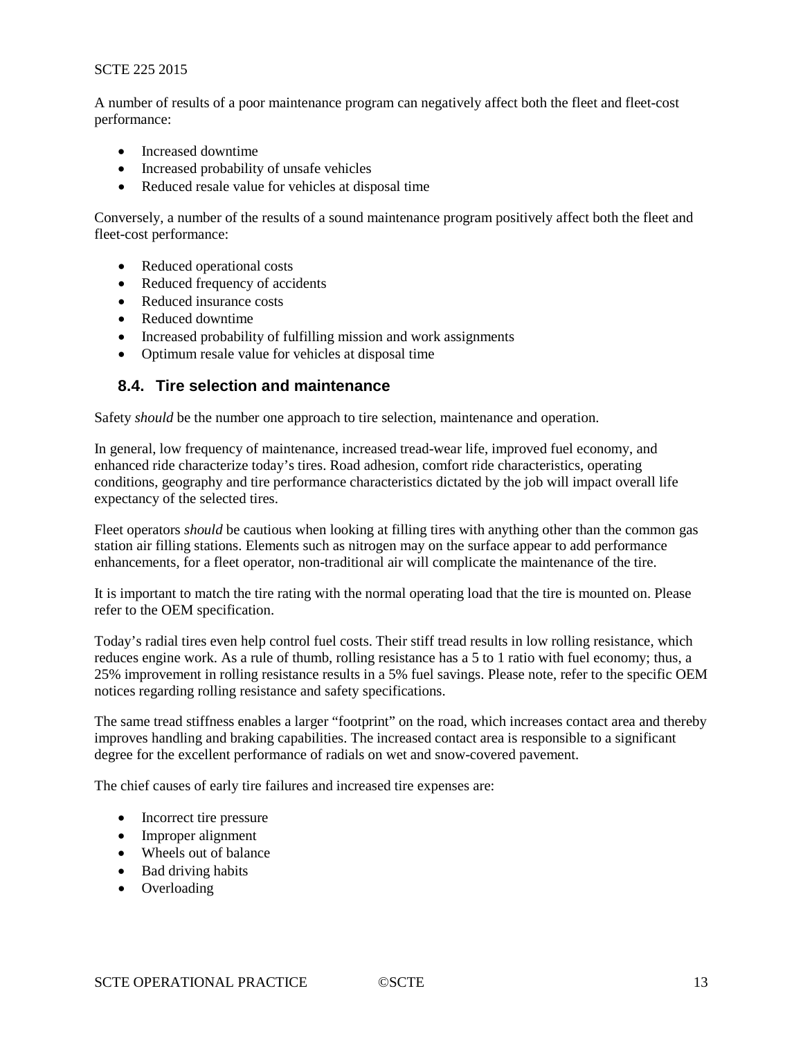A number of results of a poor maintenance program can negatively affect both the fleet and fleet-cost performance:

- Increased downtime
- Increased probability of unsafe vehicles
- Reduced resale value for vehicles at disposal time

Conversely, a number of the results of a sound maintenance program positively affect both the fleet and fleet-cost performance:

- Reduced operational costs
- Reduced frequency of accidents
- Reduced insurance costs
- Reduced downtime
- Increased probability of fulfilling mission and work assignments
- Optimum resale value for vehicles at disposal time

## 8.4. Tire selection and maintenance

Safety *should* be the number one approach to tire selection, maintenance and operation.

In general, low frequency of maintenance, increased tread-wear life, improved fuel economy, and enhanced ride characterize today's tires. Road adhesion, comfort ride characteristics, operating conditions, geography and tire performance characteristics dictated by the job will impact overall life expectancy of the selected tires.

Fleet operators *should* be cautious when looking at filling tires with anything other than the common gas station air filling stations. Elements such as nitrogen may on the surface appear to add performance enhancements, for a fleet operator, non-traditional air will complicate the maintenance of the tire.

It is important to match the tire rating with the normal operating load that the tire is mounted on. Please refer to the OEM specification.

Today's radial tires even help control fuel costs. Their stiff tread results in low rolling resistance, which reduces engine work. As a rule of thumb, rolling resistance has a 5 to 1 ratio with fuel economy; thus, a 25% improvement in rolling resistance results in a 5% fuel savings. Please note, refer to the specific OEM notices regarding rolling resistance and safety specifications.

The same tread stiffness enables a larger "footprint" on the road, which increases contact area and thereby improves handling and braking capabilities. The increased contact area is responsible to a significant degree for the excellent performance of radials on wet and snow-covered pavement.

The chief causes of early tire failures and increased tire expenses are:

- Incorrect tire pressure
- Improper alignment
- Wheels out of balance
- Bad driving habits
- Overloading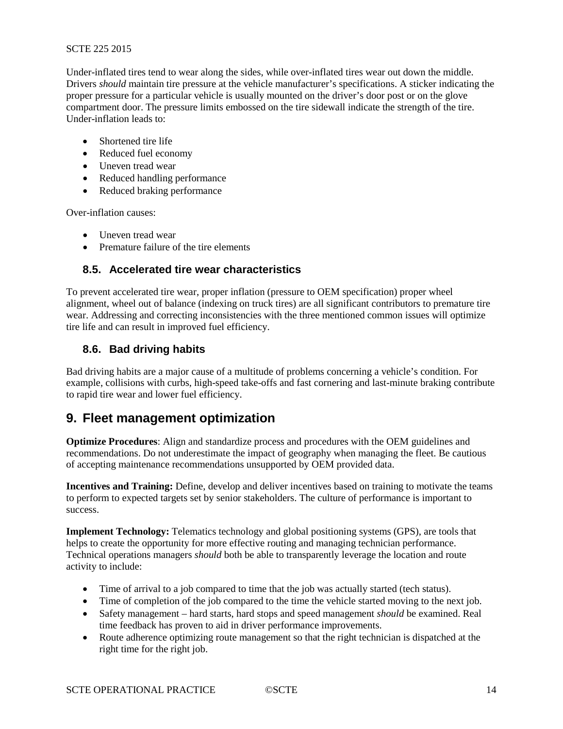Under-inflated tires tend to wear along the sides, while over-inflated tires wear out down the middle. Drivers *should* maintain tire pressure at the vehicle manufacturer's specifications. A sticker indicating the proper pressure for a particular vehicle is usually mounted on the driver's door post or on the glove compartment door. The pressure limits embossed on the tire sidewall indicate the strength of the tire. Under-inflation leads to:

- Shortened tire life
- Reduced fuel economy
- Uneven tread wear
- Reduced handling performance
- Reduced braking performance

Over-inflation causes:

- Uneven tread wear
- Premature failure of the tire elements

### 8.5. Accelerated tire wear characteristics

To prevent accelerated tire wear, proper inflation (pressure to OEM specification) proper wheel alignment, wheel out of balance (indexing on truck tires) are all significant contributors to premature tire wear. Addressing and correcting inconsistencies with the three mentioned common issues will optimize tire life and can result in improved fuel efficiency.

### 8.6. Bad driving habits

Bad driving habits are a major cause of a multitude of problems concerning a vehicle's condition. For example, collisions with curbs, high-speed take-offs and fast cornering and last-minute braking contribute to rapid tire wear and lower fuel efficiency.

## 9. Fleet management optimization

**Optimize Procedures**: Align and standardize process and procedures with the OEM guidelines and recommendations. Do not underestimate the impact of geography when managing the fleet. Be cautious of accepting maintenance recommendations unsupported by OEM provided data.

**Incentives and Training:** Define, develop and deliver incentives based on training to motivate the teams to perform to expected targets set by senior stakeholders. The culture of performance is important to success.

**Implement Technology:** Telematics technology and global positioning systems (GPS), are tools that helps to create the opportunity for more effective routing and managing technician performance. Technical operations managers *should* both be able to transparently leverage the location and route activity to include:

- Time of arrival to a job compared to time that the job was actually started (tech status).
- Time of completion of the job compared to the time the vehicle started moving to the next job.
- Safety management – hard starts, hard stops and speed management *should* be examined. Real time feedback has proven to aid in driver performance improvements.
- Route adherence optimizing route management so that the right technician is dispatched at the right time for the right job.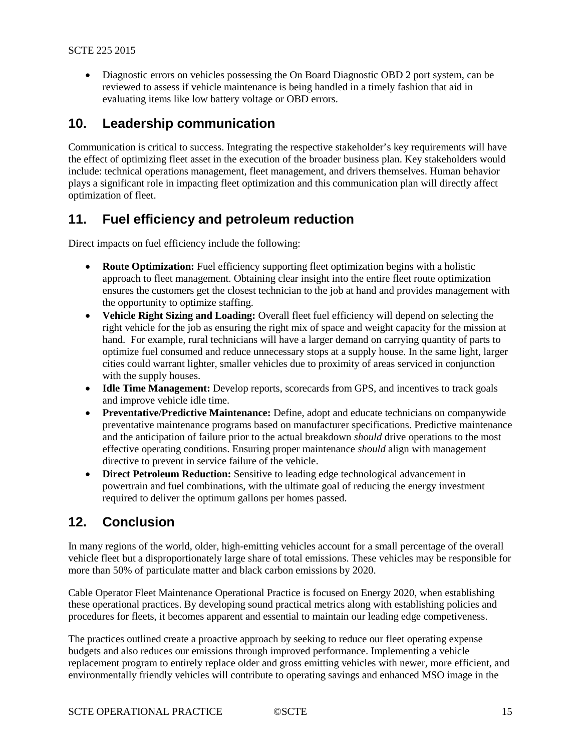- Diagnostic errors on vehicles possessing the On Board Diagnostic OBD 2 port system, can be reviewed to assess if vehicle maintenance is being handled in a timely fashion that aid in evaluating items like low battery voltage or OBD errors.

## 10. Leadership communication

Communication is critical to success. Integrating the respective stakeholder's key requirements will have the effect of optimizing fleet asset in the execution of the broader business plan. Key stakeholders would include: technical operations management, fleet management, and drivers themselves. Human behavior plays a significant role in impacting fleet optimization and this communication plan will directly affect optimization of fleet.

## 11. Fuel efficiency and petroleum reduction

Direct impacts on fuel efficiency include the following:

- **Route Optimization:** Fuel efficiency supporting fleet optimization begins with a holistic approach to fleet management. Obtaining clear insight into the entire fleet route optimization ensures the customers get the closest technician to the job at hand and provides management with the opportunity to optimize staffing.
- **Vehicle Right Sizing and Loading:** Overall fleet fuel efficiency will depend on selecting the right vehicle for the job as ensuring the right mix of space and weight capacity for the mission at hand. For example, rural technicians will have a larger demand on carrying quantity of parts to optimize fuel consumed and reduce unnecessary stops at a supply house. In the same light, larger cities could warrant lighter, smaller vehicles due to proximity of areas serviced in conjunction with the supply houses.
- **Idle Time Management:** Develop reports, scorecards from GPS, and incentives to track goals and improve vehicle idle time.
- **Preventative/Predictive Maintenance:** Define, adopt and educate technicians on companywide preventative maintenance programs based on manufacturer specifications. Predictive maintenance and the anticipation of failure prior to the actual breakdown *should* drive operations to the most effective operating conditions. Ensuring proper maintenance *should* align with management directive to prevent in service failure of the vehicle.
- **Direct Petroleum Reduction:** Sensitive to leading edge technological advancement in powertrain and fuel combinations, with the ultimate goal of reducing the energy investment required to deliver the optimum gallons per homes passed.

## 12. Conclusion

In many regions of the world, older, high-emitting vehicles account for a small percentage of the overall vehicle fleet but a disproportionately large share of total emissions. These vehicles may be responsible for more than 50% of particulate matter and black carbon emissions by 2020.

Cable Operator Fleet Maintenance Operational Practice is focused on Energy 2020, when establishing these operational practices. By developing sound practical metrics along with establishing policies and procedures for fleets, it becomes apparent and essential to maintain our leading edge competiveness.

The practices outlined create a proactive approach by seeking to reduce our fleet operating expense budgets and also reduces our emissions through improved performance. Implementing a vehicle replacement program to entirely replace older and gross emitting vehicles with newer, more efficient, and environmentally friendly vehicles will contribute to operating savings and enhanced MSO image in the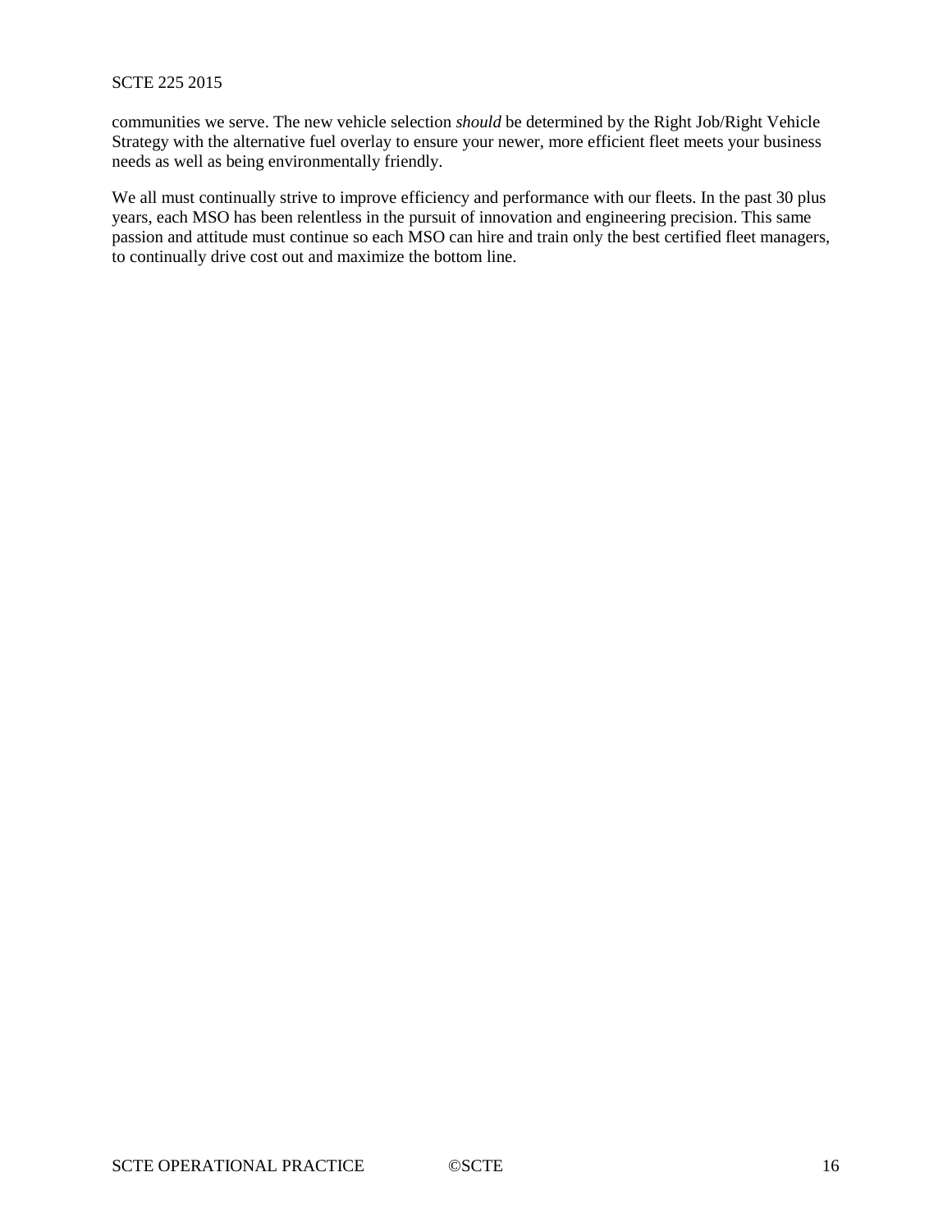communities we serve. The new vehicle selection *should* be determined by the Right Job/Right Vehicle Strategy with the alternative fuel overlay to ensure your newer, more efficient fleet meets your business needs as well as being environmentally friendly.

We all must continually strive to improve efficiency and performance with our fleets. In the past 30 plus years, each MSO has been relentless in the pursuit of innovation and engineering precision. This same passion and attitude must continue so each MSO can hire and train only the best certified fleet managers, to continually drive cost out and maximize the bottom line.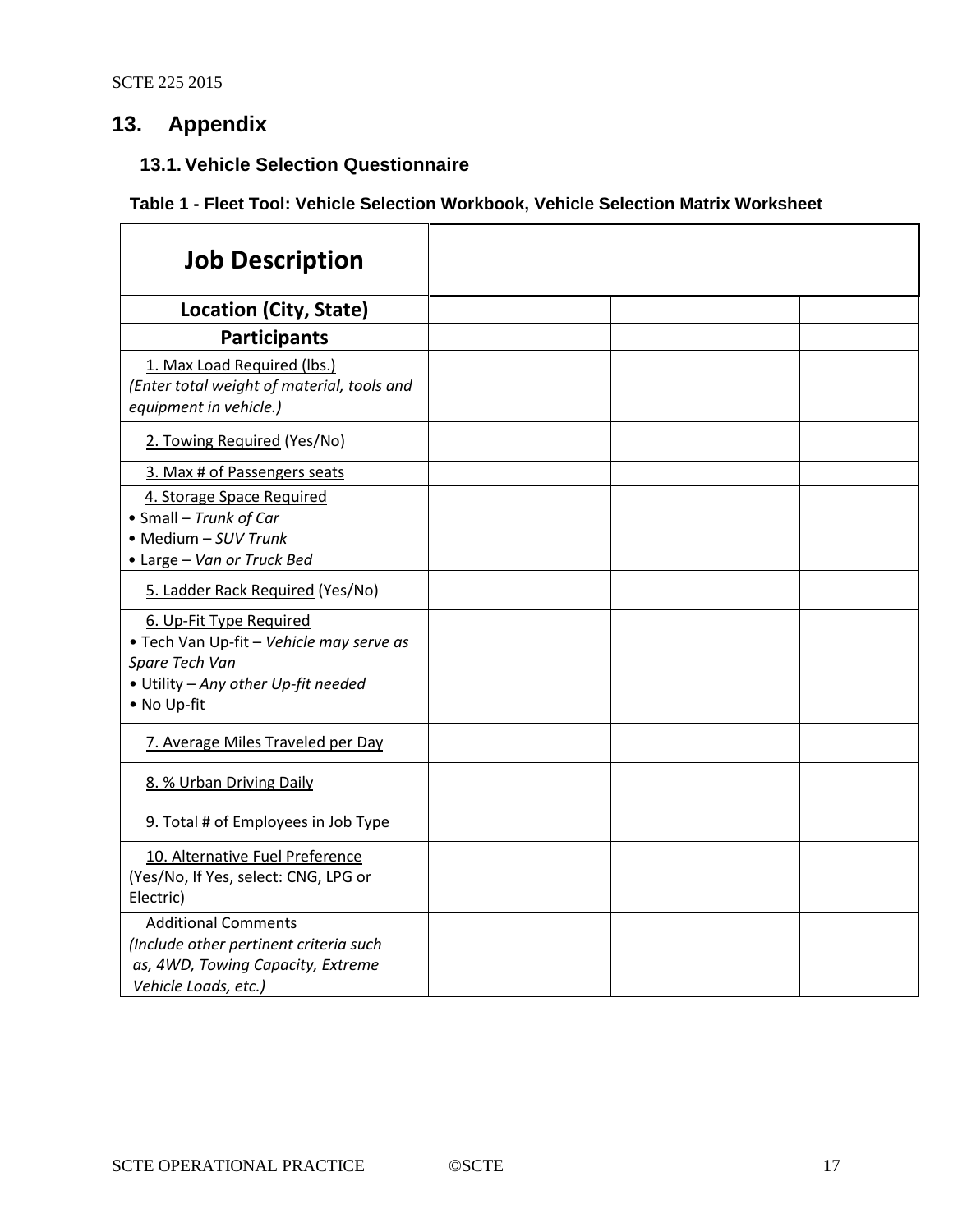# 13. Appendix

## 13.1. Vehicle Selection Questionnaire

**Table 1 - Fleet Tool: Vehicle Selection Workbook, Vehicle Selection Matrix Worksheet**

| **Job Description** | | | |
|---|---|---|---|
| **Location (City, State)** | | | |
| **Participants** | | | |
| 1. Max Load Required (lbs.) *(Enter total weight of material, tools and equipment in vehicle.)* | | | |
| 2. Towing Required (Yes/No) | | | |
| 3. Max # of Passengers seats | | | |
| 4. Storage Space Required<br>• Small – *Trunk of Car*<br>• Medium – *SUV Trunk*<br>• Large – *Van or Truck Bed* | | | |
| 5. Ladder Rack Required (Yes/No) | | | |
| 6. Up-Fit Type Required<br>• Tech Van Up-fit – *Vehicle may serve as Spare Tech Van*<br>• Utility – *Any other Up-fit needed*<br>• No Up-fit | | | |
| 7. Average Miles Traveled per Day | | | |
| 8. % Urban Driving Daily | | | |
| 9. Total # of Employees in Job Type | | | |
| 10. Alternative Fuel Preference (Yes/No, If Yes, select: CNG, LPG or Electric) | | | |
| Additional Comments *(Include other pertinent criteria such as, 4WD, Towing Capacity, Extreme Vehicle Loads, etc.)* | | | |